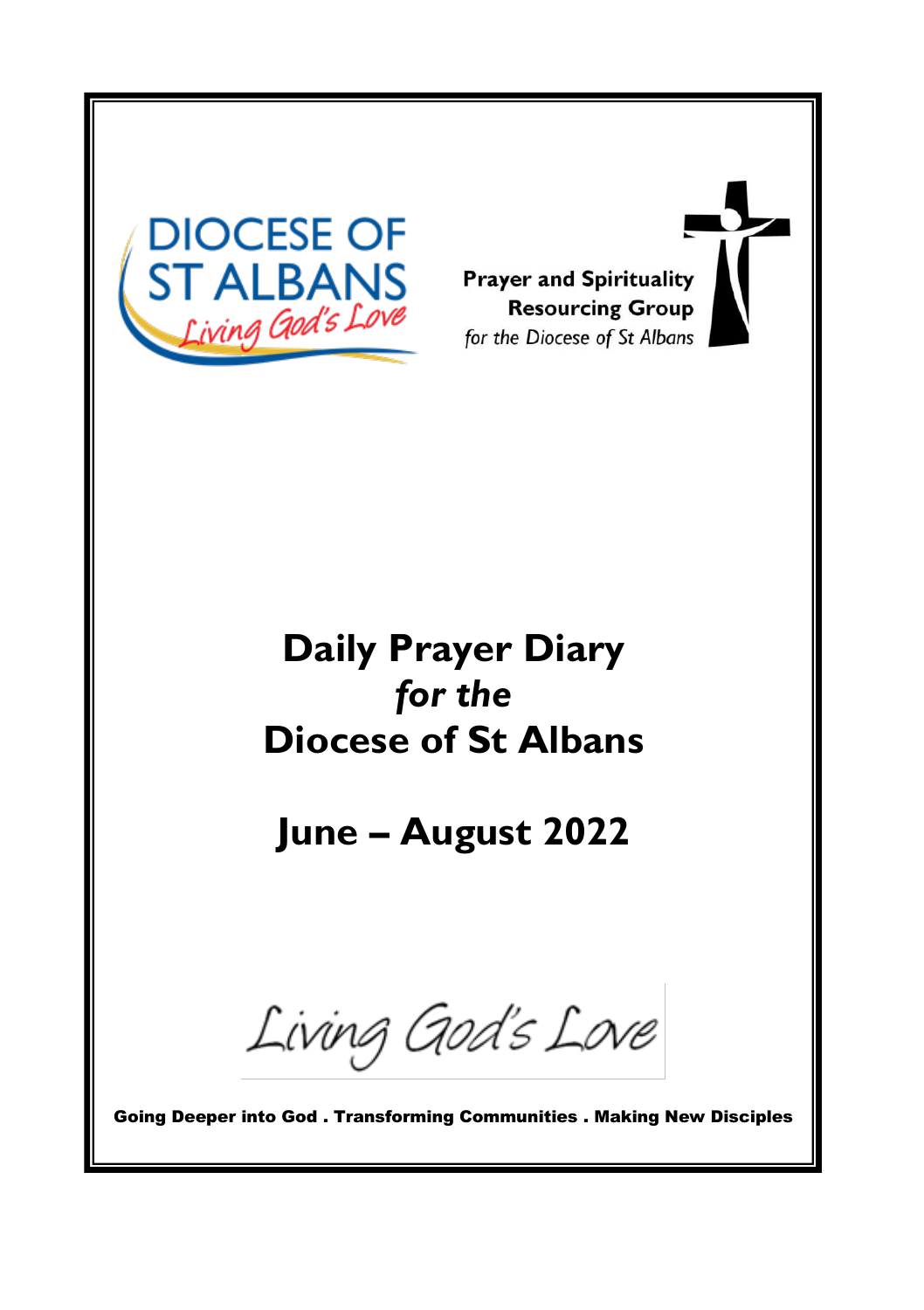DIOCESE OF ST ALBANS

*Living God's Love*

**Prayer and Spirituality Resourcing Group**
*for the Diocese of St Albans*

# Daily Prayer Diary
## *for the*
# Diocese of St Albans

## June – August 2022

*Living God's Love*

**Going Deeper into God . Transforming Communities . Making New Disciples**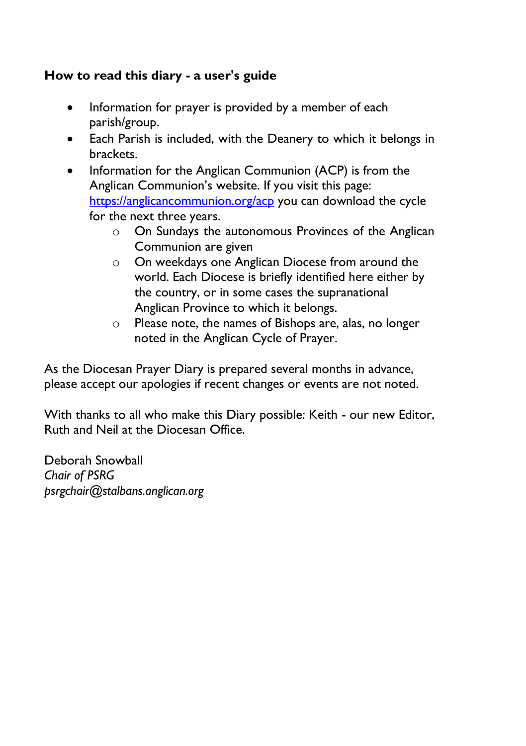**How to read this diary - a user's guide**

- Information for prayer is provided by a member of each parish/group.
- Each Parish is included, with the Deanery to which it belongs in brackets.
- Information for the Anglican Communion (ACP) is from the Anglican Communion's website. If you visit this page: [https://anglicancommunion.org/acp](https://anglicancommunion.org/acp) you can download the cycle for the next three years.
    - On Sundays the autonomous Provinces of the Anglican Communion are given
    - On weekdays one Anglican Diocese from around the world. Each Diocese is briefly identified here either by the country, or in some cases the supranational Anglican Province to which it belongs.
    - Please note, the names of Bishops are, alas, no longer noted in the Anglican Cycle of Prayer.

As the Diocesan Prayer Diary is prepared several months in advance, please accept our apologies if recent changes or events are not noted.

With thanks to all who make this Diary possible: Keith - our new Editor, Ruth and Neil at the Diocesan Office.

Deborah Snowball
*Chair of PSRG*
*psrgchair@stalbans.anglican.org*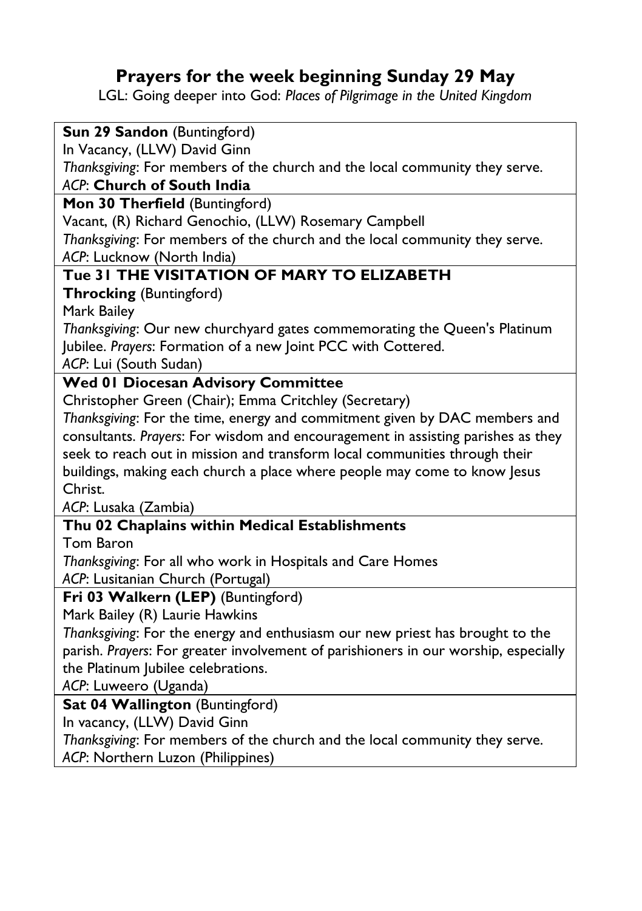# Prayers for the week beginning Sunday 29 May

LGL: Going deeper into God: *Places of Pilgrimage in the United Kingdom*

**Sun 29 Sandon** (Buntingford)
In Vacancy, (LLW) David Ginn
*Thanksgiving*: For members of the church and the local community they serve.
*ACP*: **Church of South India**

**Mon 30 Therfield** (Buntingford)
Vacant, (R) Richard Genochio, (LLW) Rosemary Campbell
*Thanksgiving*: For members of the church and the local community they serve.
*ACP*: Lucknow (North India)

**Tue 31 THE VISITATION OF MARY TO ELIZABETH**
**Throcking** (Buntingford)
Mark Bailey
*Thanksgiving*: Our new churchyard gates commemorating the Queen's Platinum Jubilee. *Prayers*: Formation of a new Joint PCC with Cottered.
*ACP*: Lui (South Sudan)

**Wed 01 Diocesan Advisory Committee**
Christopher Green (Chair); Emma Critchley (Secretary)
*Thanksgiving*: For the time, energy and commitment given by DAC members and consultants. *Prayers*: For wisdom and encouragement in assisting parishes as they seek to reach out in mission and transform local communities through their buildings, making each church a place where people may come to know Jesus Christ.
*ACP*: Lusaka (Zambia)

**Thu 02 Chaplains within Medical Establishments**
Tom Baron
*Thanksgiving*: For all who work in Hospitals and Care Homes
*ACP*: Lusitanian Church (Portugal)

**Fri 03 Walkern (LEP)** (Buntingford)
Mark Bailey (R) Laurie Hawkins
*Thanksgiving*: For the energy and enthusiasm our new priest has brought to the parish. *Prayers*: For greater involvement of parishioners in our worship, especially the Platinum Jubilee celebrations.
*ACP*: Luweero (Uganda)

**Sat 04 Wallington** (Buntingford)
In vacancy, (LLW) David Ginn
*Thanksgiving*: For members of the church and the local community they serve.
*ACP*: Northern Luzon (Philippines)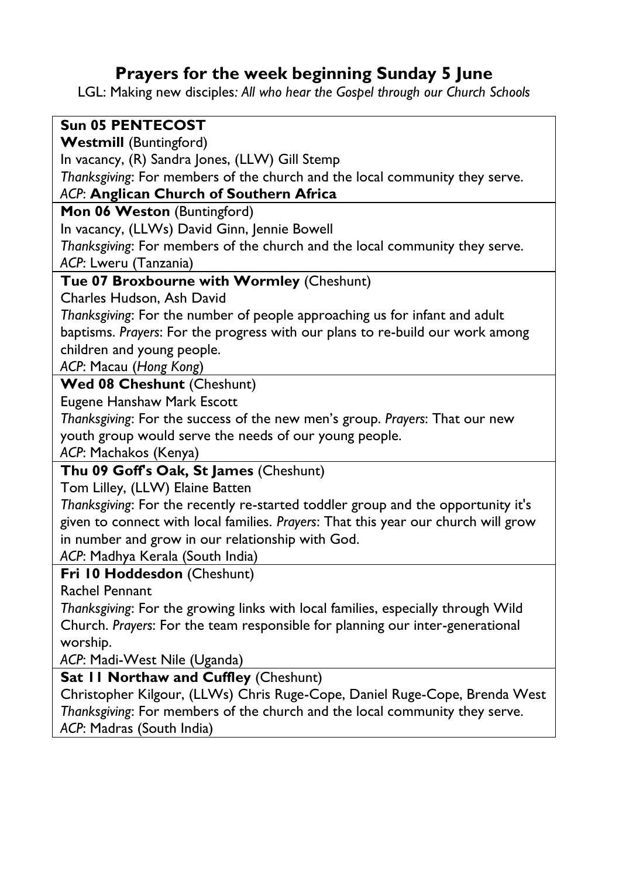# Prayers for the week beginning Sunday 5 June

LGL: Making new disciples*: All who hear the Gospel through our Church Schools*

**Sun 05 PENTECOST**
**Westmill** (Buntingford)
In vacancy, (R) Sandra Jones, (LLW) Gill Stemp
*Thanksgiving*: For members of the church and the local community they serve.
*ACP*: **Anglican Church of Southern Africa**

---

**Mon 06 Weston** (Buntingford)
In vacancy, (LLWs) David Ginn, Jennie Bowell
*Thanksgiving*: For members of the church and the local community they serve.
*ACP*: Lweru (Tanzania)

---

**Tue 07 Broxbourne with Wormley** (Cheshunt)
Charles Hudson, Ash David
*Thanksgiving*: For the number of people approaching us for infant and adult baptisms. *Prayers*: For the progress with our plans to re-build our work among children and young people.
*ACP*: Macau (*Hong Kong*)

---

**Wed 08 Cheshunt** (Cheshunt)
Eugene Hanshaw Mark Escott
*Thanksgiving*: For the success of the new men's group. *Prayers*: That our new youth group would serve the needs of our young people.
*ACP*: Machakos (Kenya)

---

**Thu 09 Goff's Oak, St James** (Cheshunt)
Tom Lilley, (LLW) Elaine Batten
*Thanksgiving*: For the recently re-started toddler group and the opportunity it's given to connect with local families. *Prayers*: That this year our church will grow in number and grow in our relationship with God.
*ACP*: Madhya Kerala (South India)

---

**Fri 10 Hoddesdon** (Cheshunt)
Rachel Pennant
*Thanksgiving*: For the growing links with local families, especially through Wild Church. *Prayers*: For the team responsible for planning our inter-generational worship.
*ACP*: Madi-West Nile (Uganda)

---

**Sat 11 Northaw and Cuffley** (Cheshunt)
Christopher Kilgour, (LLWs) Chris Ruge-Cope, Daniel Ruge-Cope, Brenda West
*Thanksgiving*: For members of the church and the local community they serve.
*ACP*: Madras (South India)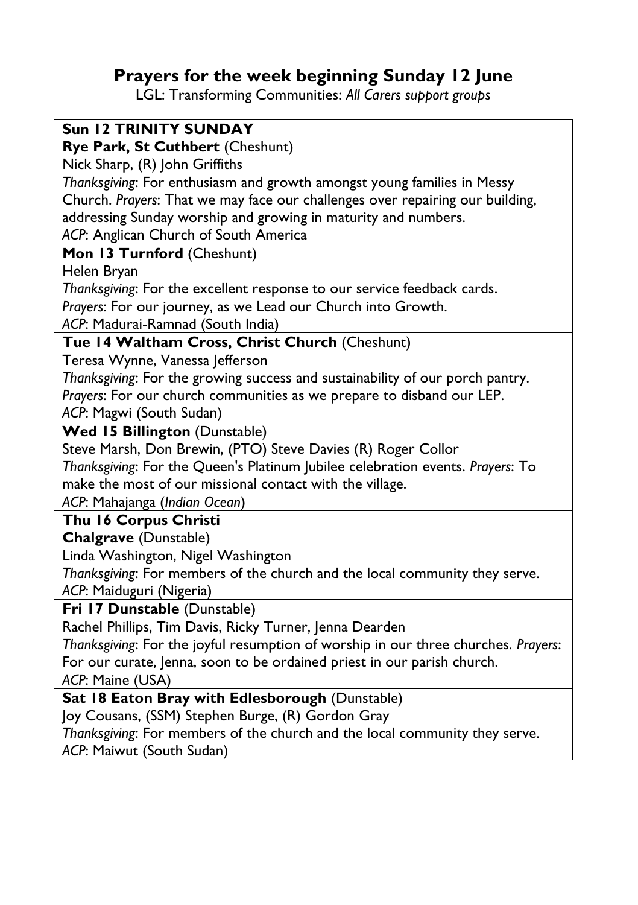# Prayers for the week beginning Sunday 12 June

LGL: Transforming Communities: *All Carers support groups*

---

**Sun 12 TRINITY SUNDAY**
**Rye Park, St Cuthbert** (Cheshunt)
Nick Sharp, (R) John Griffiths
*Thanksgiving*: For enthusiasm and growth amongst young families in Messy Church. *Prayers*: That we may face our challenges over repairing our building, addressing Sunday worship and growing in maturity and numbers.
*ACP*: Anglican Church of South America

---

**Mon 13 Turnford** (Cheshunt)
Helen Bryan
*Thanksgiving*: For the excellent response to our service feedback cards.
*Prayers*: For our journey, as we Lead our Church into Growth.
*ACP*: Madurai-Ramnad (South India)

---

**Tue 14 Waltham Cross, Christ Church** (Cheshunt)
Teresa Wynne, Vanessa Jefferson
*Thanksgiving*: For the growing success and sustainability of our porch pantry.
*Prayers*: For our church communities as we prepare to disband our LEP.
*ACP*: Magwi (South Sudan)

---

**Wed 15 Billington** (Dunstable)
Steve Marsh, Don Brewin, (PTO) Steve Davies (R) Roger Collor
*Thanksgiving*: For the Queen's Platinum Jubilee celebration events. *Prayers*: To make the most of our missional contact with the village.
*ACP*: Mahajanga (*Indian Ocean*)

---

**Thu 16 Corpus Christi**
**Chalgrave** (Dunstable)
Linda Washington, Nigel Washington
*Thanksgiving*: For members of the church and the local community they serve.
*ACP*: Maiduguri (Nigeria)

---

**Fri 17 Dunstable** (Dunstable)
Rachel Phillips, Tim Davis, Ricky Turner, Jenna Dearden
*Thanksgiving*: For the joyful resumption of worship in our three churches. *Prayers*: For our curate, Jenna, soon to be ordained priest in our parish church.
*ACP*: Maine (USA)

---

**Sat 18 Eaton Bray with Edlesborough** (Dunstable)
Joy Cousans, (SSM) Stephen Burge, (R) Gordon Gray
*Thanksgiving*: For members of the church and the local community they serve.
*ACP*: Maiwut (South Sudan)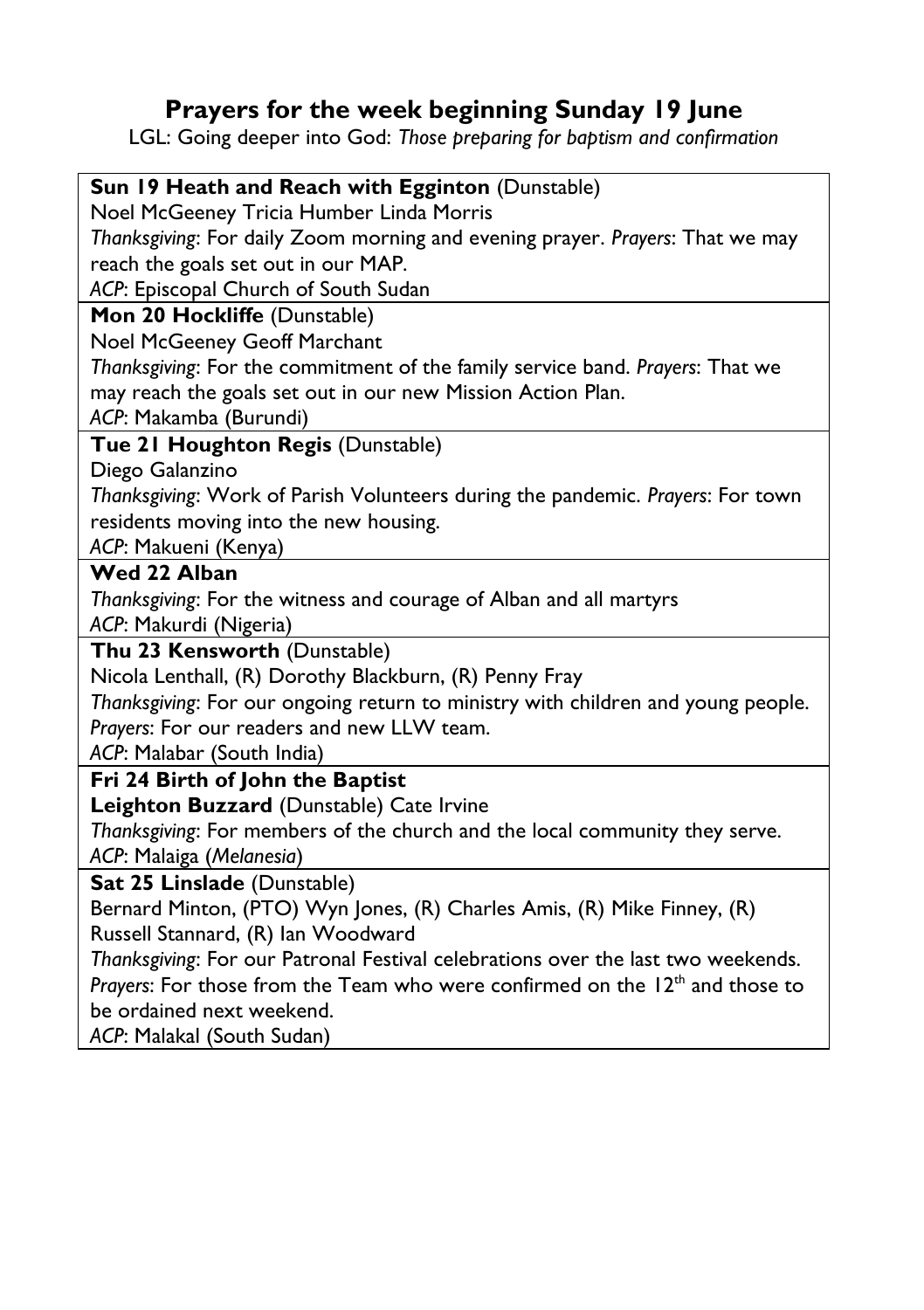## Prayers for the week beginning Sunday 19 June

LGL: Going deeper into God: *Those preparing for baptism and confirmation*

**Sun 19 Heath and Reach with Egginton** (Dunstable)
Noel McGeeney Tricia Humber Linda Morris
*Thanksgiving*: For daily Zoom morning and evening prayer. *Prayers*: That we may reach the goals set out in our MAP.
*ACP*: Episcopal Church of South Sudan

**Mon 20 Hockliffe** (Dunstable)
Noel McGeeney Geoff Marchant
*Thanksgiving*: For the commitment of the family service band. *Prayers*: That we may reach the goals set out in our new Mission Action Plan.
*ACP*: Makamba (Burundi)

**Tue 21 Houghton Regis** (Dunstable)
Diego Galanzino
*Thanksgiving*: Work of Parish Volunteers during the pandemic. *Prayers*: For town residents moving into the new housing.
*ACP*: Makueni (Kenya)

**Wed 22 Alban**
*Thanksgiving*: For the witness and courage of Alban and all martyrs
*ACP*: Makurdi (Nigeria)

**Thu 23 Kensworth** (Dunstable)
Nicola Lenthall, (R) Dorothy Blackburn, (R) Penny Fray
*Thanksgiving*: For our ongoing return to ministry with children and young people. *Prayers*: For our readers and new LLW team.
*ACP*: Malabar (South India)

**Fri 24 Birth of John the Baptist**
**Leighton Buzzard** (Dunstable) Cate Irvine
*Thanksgiving*: For members of the church and the local community they serve.
*ACP*: Malaiga (*Melanesia*)

**Sat 25 Linslade** (Dunstable)
Bernard Minton, (PTO) Wyn Jones, (R) Charles Amis, (R) Mike Finney, (R) Russell Stannard, (R) Ian Woodward
*Thanksgiving*: For our Patronal Festival celebrations over the last two weekends. *Prayers*: For those from the Team who were confirmed on the 12th and those to be ordained next weekend.
*ACP*: Malakal (South Sudan)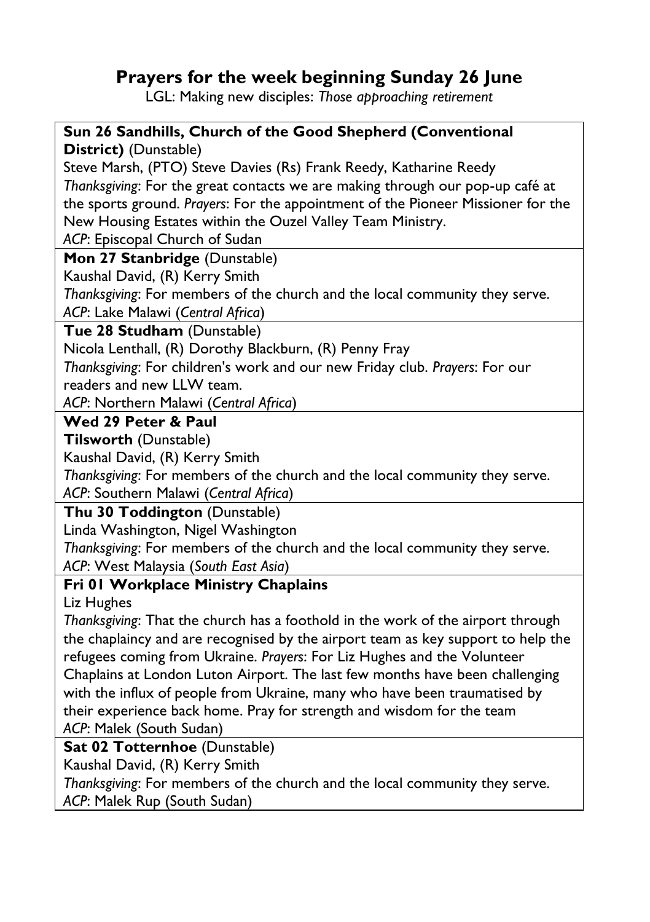# Prayers for the week beginning Sunday 26 June

LGL: Making new disciples: *Those approaching retirement*

**Sun 26 Sandhills, Church of the Good Shepherd (Conventional District)** (Dunstable)
Steve Marsh, (PTO) Steve Davies (Rs) Frank Reedy, Katharine Reedy
*Thanksgiving*: For the great contacts we are making through our pop-up café at the sports ground. *Prayers*: For the appointment of the Pioneer Missioner for the New Housing Estates within the Ouzel Valley Team Ministry.
*ACP*: Episcopal Church of Sudan

**Mon 27 Stanbridge** (Dunstable)
Kaushal David, (R) Kerry Smith
*Thanksgiving*: For members of the church and the local community they serve.
*ACP*: Lake Malawi (*Central Africa*)

**Tue 28 Studham** (Dunstable)
Nicola Lenthall, (R) Dorothy Blackburn, (R) Penny Fray
*Thanksgiving*: For children's work and our new Friday club. *Prayers*: For our readers and new LLW team.
*ACP*: Northern Malawi (*Central Africa*)

**Wed 29 Peter & Paul**
**Tilsworth** (Dunstable)
Kaushal David, (R) Kerry Smith
*Thanksgiving*: For members of the church and the local community they serve.
*ACP*: Southern Malawi (*Central Africa*)

**Thu 30 Toddington** (Dunstable)
Linda Washington, Nigel Washington
*Thanksgiving*: For members of the church and the local community they serve.
*ACP*: West Malaysia (*South East Asia*)

**Fri 01 Workplace Ministry Chaplains**
Liz Hughes
*Thanksgiving*: That the church has a foothold in the work of the airport through the chaplaincy and are recognised by the airport team as key support to help the refugees coming from Ukraine. *Prayers*: For Liz Hughes and the Volunteer Chaplains at London Luton Airport. The last few months have been challenging with the influx of people from Ukraine, many who have been traumatised by their experience back home. Pray for strength and wisdom for the team
*ACP*: Malek (South Sudan)

**Sat 02 Totternhoe** (Dunstable)
Kaushal David, (R) Kerry Smith
*Thanksgiving*: For members of the church and the local community they serve.
*ACP*: Malek Rup (South Sudan)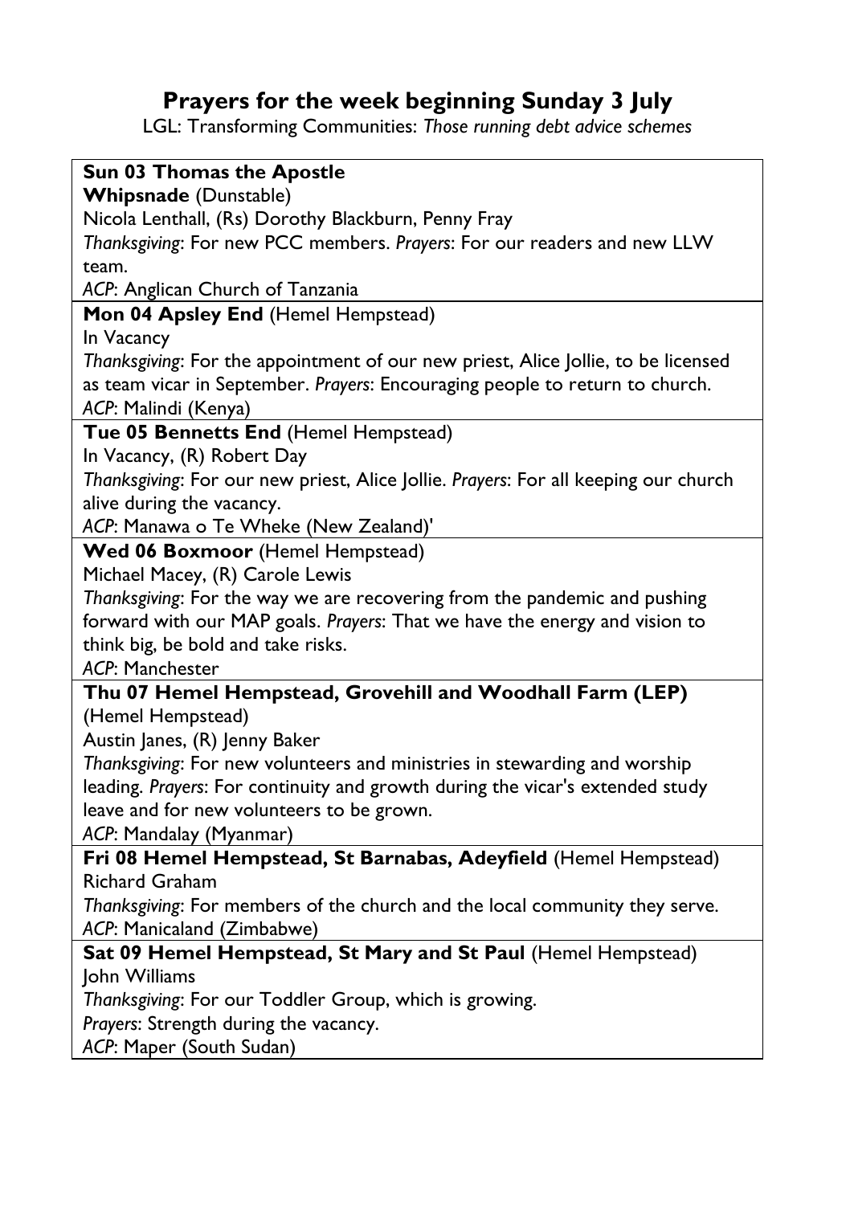# Prayers for the week beginning Sunday 3 July

LGL: Transforming Communities: *Those running debt advice schemes*

**Sun 03 Thomas the Apostle**
**Whipsnade** (Dunstable)
Nicola Lenthall, (Rs) Dorothy Blackburn, Penny Fray
*Thanksgiving*: For new PCC members. *Prayers*: For our readers and new LLW team.
*ACP*: Anglican Church of Tanzania

**Mon 04 Apsley End** (Hemel Hempstead)
In Vacancy
*Thanksgiving*: For the appointment of our new priest, Alice Jollie, to be licensed as team vicar in September. *Prayers*: Encouraging people to return to church.
*ACP*: Malindi (Kenya)

**Tue 05 Bennetts End** (Hemel Hempstead)
In Vacancy, (R) Robert Day
*Thanksgiving*: For our new priest, Alice Jollie. *Prayers*: For all keeping our church alive during the vacancy.
*ACP*: Manawa o Te Wheke (New Zealand)'

**Wed 06 Boxmoor** (Hemel Hempstead)
Michael Macey, (R) Carole Lewis
*Thanksgiving*: For the way we are recovering from the pandemic and pushing forward with our MAP goals. *Prayers*: That we have the energy and vision to think big, be bold and take risks.
*ACP*: Manchester

**Thu 07 Hemel Hempstead, Grovehill and Woodhall Farm (LEP)** (Hemel Hempstead)
Austin Janes, (R) Jenny Baker
*Thanksgiving*: For new volunteers and ministries in stewarding and worship leading. *Prayers*: For continuity and growth during the vicar's extended study leave and for new volunteers to be grown.
*ACP*: Mandalay (Myanmar)

**Fri 08 Hemel Hempstead, St Barnabas, Adeyfield** (Hemel Hempstead)
Richard Graham
*Thanksgiving*: For members of the church and the local community they serve.
*ACP*: Manicaland (Zimbabwe)

**Sat 09 Hemel Hempstead, St Mary and St Paul** (Hemel Hempstead)
John Williams
*Thanksgiving*: For our Toddler Group, which is growing.
*Prayers*: Strength during the vacancy.
*ACP*: Maper (South Sudan)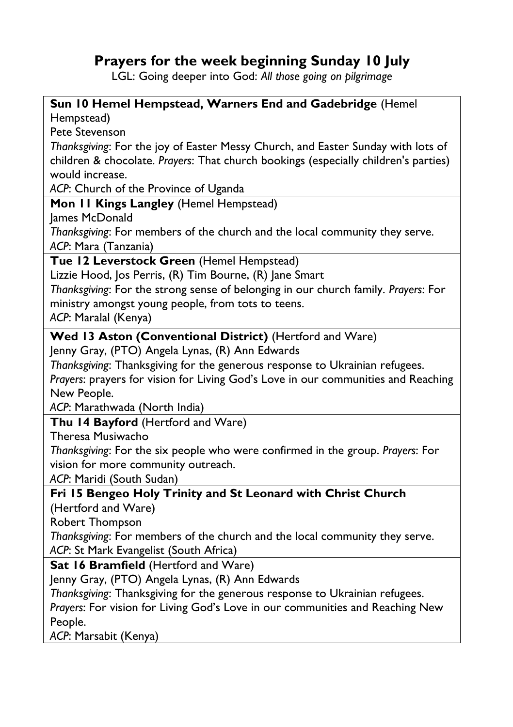## Prayers for the week beginning Sunday 10 July

LGL: Going deeper into God: *All those going on pilgrimage*

**Sun 10 Hemel Hempstead, Warners End and Gadebridge** (Hemel Hempstead)
Pete Stevenson
*Thanksgiving*: For the joy of Easter Messy Church, and Easter Sunday with lots of children & chocolate. *Prayers*: That church bookings (especially children's parties) would increase.
*ACP*: Church of the Province of Uganda

**Mon 11 Kings Langley** (Hemel Hempstead)
James McDonald
*Thanksgiving*: For members of the church and the local community they serve.
*ACP*: Mara (Tanzania)

**Tue 12 Leverstock Green** (Hemel Hempstead)
Lizzie Hood, Jos Perris, (R) Tim Bourne, (R) Jane Smart
*Thanksgiving*: For the strong sense of belonging in our church family. *Prayers*: For ministry amongst young people, from tots to teens.
*ACP*: Maralal (Kenya)

**Wed 13 Aston (Conventional District)** (Hertford and Ware)
Jenny Gray, (PTO) Angela Lynas, (R) Ann Edwards
*Thanksgiving*: Thanksgiving for the generous response to Ukrainian refugees.
*Prayers*: prayers for vision for Living God's Love in our communities and Reaching New People.
*ACP*: Marathwada (North India)

**Thu 14 Bayford** (Hertford and Ware)
Theresa Musiwacho
*Thanksgiving*: For the six people who were confirmed in the group. *Prayers*: For vision for more community outreach.
*ACP*: Maridi (South Sudan)

**Fri 15 Bengeo Holy Trinity and St Leonard with Christ Church** (Hertford and Ware)
Robert Thompson
*Thanksgiving*: For members of the church and the local community they serve.
*ACP*: St Mark Evangelist (South Africa)

**Sat 16 Bramfield** (Hertford and Ware)
Jenny Gray, (PTO) Angela Lynas, (R) Ann Edwards
*Thanksgiving*: Thanksgiving for the generous response to Ukrainian refugees.
*Prayers*: For vision for Living God's Love in our communities and Reaching New People.
*ACP*: Marsabit (Kenya)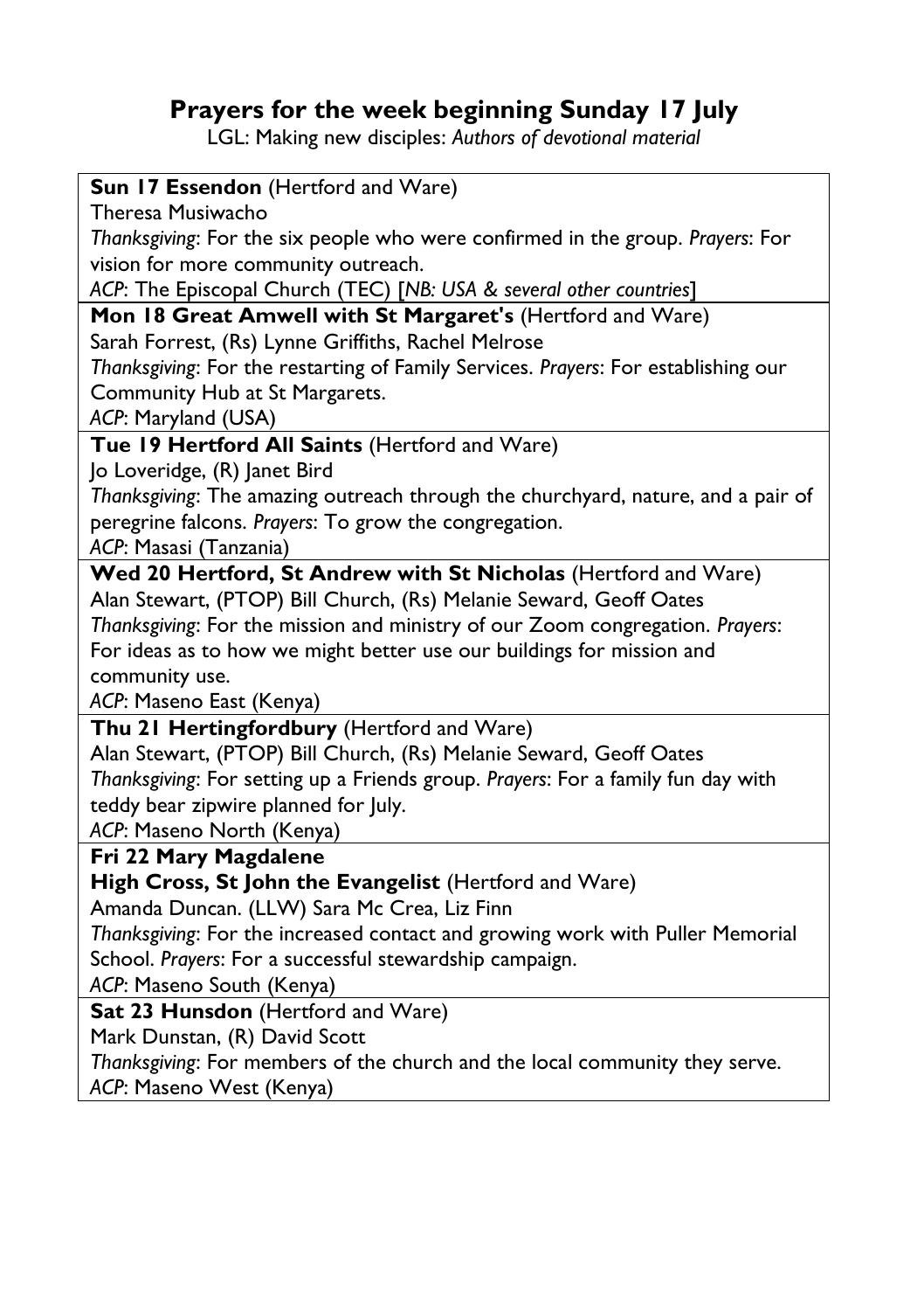## Prayers for the week beginning Sunday 17 July

LGL: Making new disciples: *Authors of devotional material*

**Sun 17 Essendon** (Hertford and Ware)
Theresa Musiwacho
*Thanksgiving*: For the six people who were confirmed in the group. *Prayers*: For vision for more community outreach.
*ACP*: The Episcopal Church (TEC) [*NB: USA & several other countries*]

**Mon 18 Great Amwell with St Margaret's** (Hertford and Ware)
Sarah Forrest, (Rs) Lynne Griffiths, Rachel Melrose
*Thanksgiving*: For the restarting of Family Services. *Prayers*: For establishing our Community Hub at St Margarets.
*ACP*: Maryland (USA)

**Tue 19 Hertford All Saints** (Hertford and Ware)
Jo Loveridge, (R) Janet Bird
*Thanksgiving*: The amazing outreach through the churchyard, nature, and a pair of peregrine falcons. *Prayers*: To grow the congregation.
*ACP*: Masasi (Tanzania)

**Wed 20 Hertford, St Andrew with St Nicholas** (Hertford and Ware)
Alan Stewart, (PTOP) Bill Church, (Rs) Melanie Seward, Geoff Oates
*Thanksgiving*: For the mission and ministry of our Zoom congregation. *Prayers*: For ideas as to how we might better use our buildings for mission and community use.
*ACP*: Maseno East (Kenya)

**Thu 21 Hertingfordbury** (Hertford and Ware)
Alan Stewart, (PTOP) Bill Church, (Rs) Melanie Seward, Geoff Oates
*Thanksgiving*: For setting up a Friends group. *Prayers*: For a family fun day with teddy bear zipwire planned for July.
*ACP*: Maseno North (Kenya)

**Fri 22 Mary Magdalene**
**High Cross, St John the Evangelist** (Hertford and Ware)
Amanda Duncan. (LLW) Sara Mc Crea, Liz Finn
*Thanksgiving*: For the increased contact and growing work with Puller Memorial School. *Prayers*: For a successful stewardship campaign.
*ACP*: Maseno South (Kenya)

**Sat 23 Hunsdon** (Hertford and Ware)
Mark Dunstan, (R) David Scott
*Thanksgiving*: For members of the church and the local community they serve.
*ACP*: Maseno West (Kenya)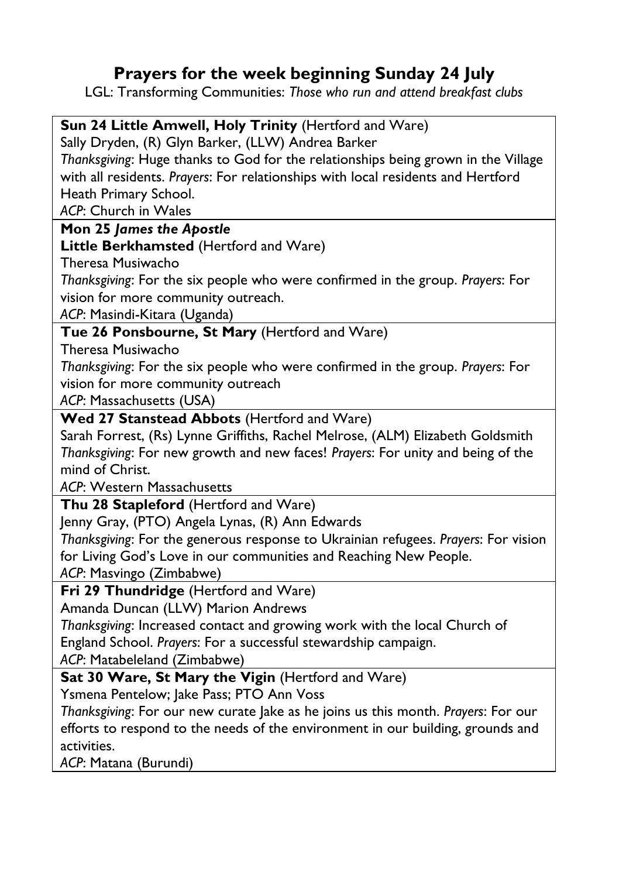# Prayers for the week beginning Sunday 24 July

LGL: Transforming Communities: *Those who run and attend breakfast clubs*

**Sun 24 Little Amwell, Holy Trinity** (Hertford and Ware)
Sally Dryden, (R) Glyn Barker, (LLW) Andrea Barker
*Thanksgiving*: Huge thanks to God for the relationships being grown in the Village with all residents. *Prayers*: For relationships with local residents and Hertford Heath Primary School.
*ACP*: Church in Wales

**Mon 25 *James the Apostle***
**Little Berkhamsted** (Hertford and Ware)
Theresa Musiwacho
*Thanksgiving*: For the six people who were confirmed in the group. *Prayers*: For vision for more community outreach.
*ACP*: Masindi-Kitara (Uganda)

**Tue 26 Ponsbourne, St Mary** (Hertford and Ware)
Theresa Musiwacho
*Thanksgiving*: For the six people who were confirmed in the group. *Prayers*: For vision for more community outreach
*ACP*: Massachusetts (USA)

**Wed 27 Stanstead Abbots** (Hertford and Ware)
Sarah Forrest, (Rs) Lynne Griffiths, Rachel Melrose, (ALM) Elizabeth Goldsmith
*Thanksgiving*: For new growth and new faces! *Prayers*: For unity and being of the mind of Christ.
*ACP*: Western Massachusetts

**Thu 28 Stapleford** (Hertford and Ware)
Jenny Gray, (PTO) Angela Lynas, (R) Ann Edwards
*Thanksgiving*: For the generous response to Ukrainian refugees. *Prayers*: For vision for Living God's Love in our communities and Reaching New People.
*ACP*: Masvingo (Zimbabwe)

**Fri 29 Thundridge** (Hertford and Ware)
Amanda Duncan (LLW) Marion Andrews
*Thanksgiving*: Increased contact and growing work with the local Church of England School. *Prayers*: For a successful stewardship campaign.
*ACP*: Matabeleland (Zimbabwe)

**Sat 30 Ware, St Mary the Vigin** (Hertford and Ware)
Ysmena Pentelow; Jake Pass; PTO Ann Voss
*Thanksgiving*: For our new curate Jake as he joins us this month. *Prayers*: For our efforts to respond to the needs of the environment in our building, grounds and activities.
*ACP*: Matana (Burundi)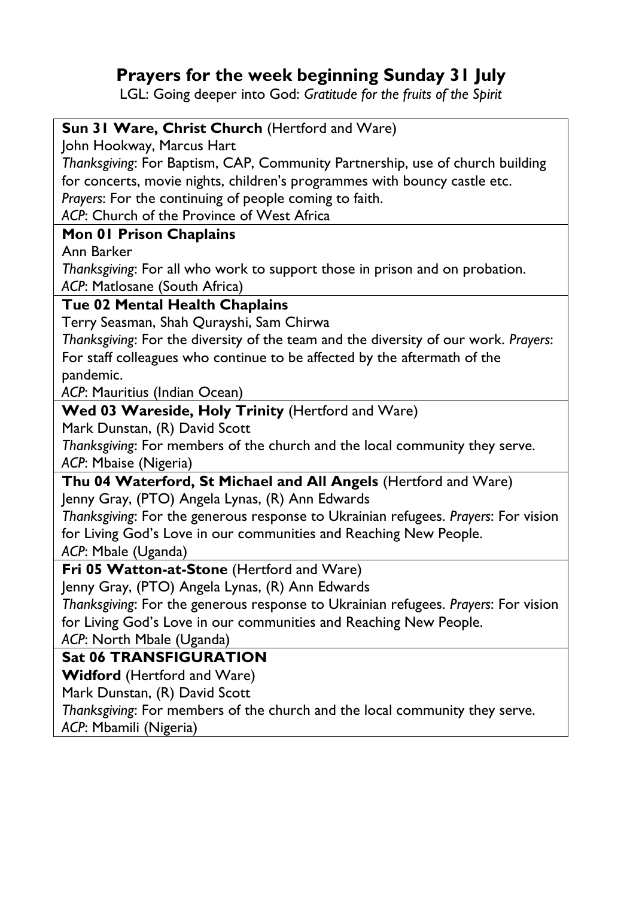# Prayers for the week beginning Sunday 31 July

LGL: Going deeper into God: *Gratitude for the fruits of the Spirit*

**Sun 31 Ware, Christ Church** (Hertford and Ware)
John Hookway, Marcus Hart
*Thanksgiving*: For Baptism, CAP, Community Partnership, use of church building for concerts, movie nights, children's programmes with bouncy castle etc.
*Prayers*: For the continuing of people coming to faith.
*ACP*: Church of the Province of West Africa

**Mon 01 Prison Chaplains**
Ann Barker
*Thanksgiving*: For all who work to support those in prison and on probation.
*ACP*: Matlosane (South Africa)

**Tue 02 Mental Health Chaplains**
Terry Seasman, Shah Qurayshi, Sam Chirwa
*Thanksgiving*: For the diversity of the team and the diversity of our work. *Prayers*: For staff colleagues who continue to be affected by the aftermath of the pandemic.
*ACP*: Mauritius (Indian Ocean)

**Wed 03 Wareside, Holy Trinity** (Hertford and Ware)
Mark Dunstan, (R) David Scott
*Thanksgiving*: For members of the church and the local community they serve.
*ACP*: Mbaise (Nigeria)

**Thu 04 Waterford, St Michael and All Angels** (Hertford and Ware)
Jenny Gray, (PTO) Angela Lynas, (R) Ann Edwards
*Thanksgiving*: For the generous response to Ukrainian refugees. *Prayers*: For vision for Living God's Love in our communities and Reaching New People.
*ACP*: Mbale (Uganda)

**Fri 05 Watton-at-Stone** (Hertford and Ware)
Jenny Gray, (PTO) Angela Lynas, (R) Ann Edwards
*Thanksgiving*: For the generous response to Ukrainian refugees. *Prayers*: For vision for Living God's Love in our communities and Reaching New People.
*ACP*: North Mbale (Uganda)

**Sat 06 TRANSFIGURATION**
**Widford** (Hertford and Ware)
Mark Dunstan, (R) David Scott
*Thanksgiving*: For members of the church and the local community they serve.
*ACP*: Mbamili (Nigeria)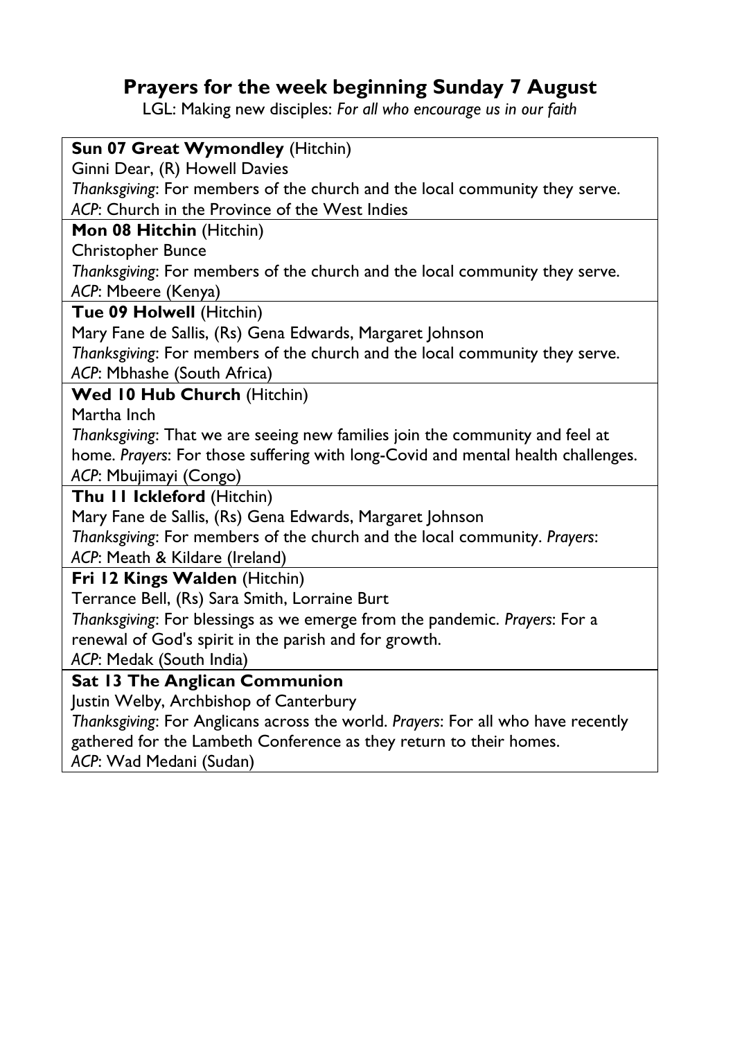# Prayers for the week beginning Sunday 7 August

LGL: Making new disciples: *For all who encourage us in our faith*

**Sun 07 Great Wymondley** (Hitchin)
Ginni Dear, (R) Howell Davies
*Thanksgiving*: For members of the church and the local community they serve.
*ACP*: Church in the Province of the West Indies

**Mon 08 Hitchin** (Hitchin)
Christopher Bunce
*Thanksgiving*: For members of the church and the local community they serve.
*ACP*: Mbeere (Kenya)

**Tue 09 Holwell** (Hitchin)
Mary Fane de Sallis, (Rs) Gena Edwards, Margaret Johnson
*Thanksgiving*: For members of the church and the local community they serve.
*ACP*: Mbhashe (South Africa)

**Wed 10 Hub Church** (Hitchin)
Martha Inch
*Thanksgiving*: That we are seeing new families join the community and feel at home. *Prayers*: For those suffering with long-Covid and mental health challenges.
*ACP*: Mbujimayi (Congo)

**Thu 11 Ickleford** (Hitchin)
Mary Fane de Sallis, (Rs) Gena Edwards, Margaret Johnson
*Thanksgiving*: For members of the church and the local community. *Prayers*:
*ACP*: Meath & Kildare (Ireland)

**Fri 12 Kings Walden** (Hitchin)
Terrance Bell, (Rs) Sara Smith, Lorraine Burt
*Thanksgiving*: For blessings as we emerge from the pandemic. *Prayers*: For a renewal of God's spirit in the parish and for growth.
*ACP*: Medak (South India)

**Sat 13 The Anglican Communion**
Justin Welby, Archbishop of Canterbury
*Thanksgiving*: For Anglicans across the world. *Prayers*: For all who have recently gathered for the Lambeth Conference as they return to their homes.
*ACP*: Wad Medani (Sudan)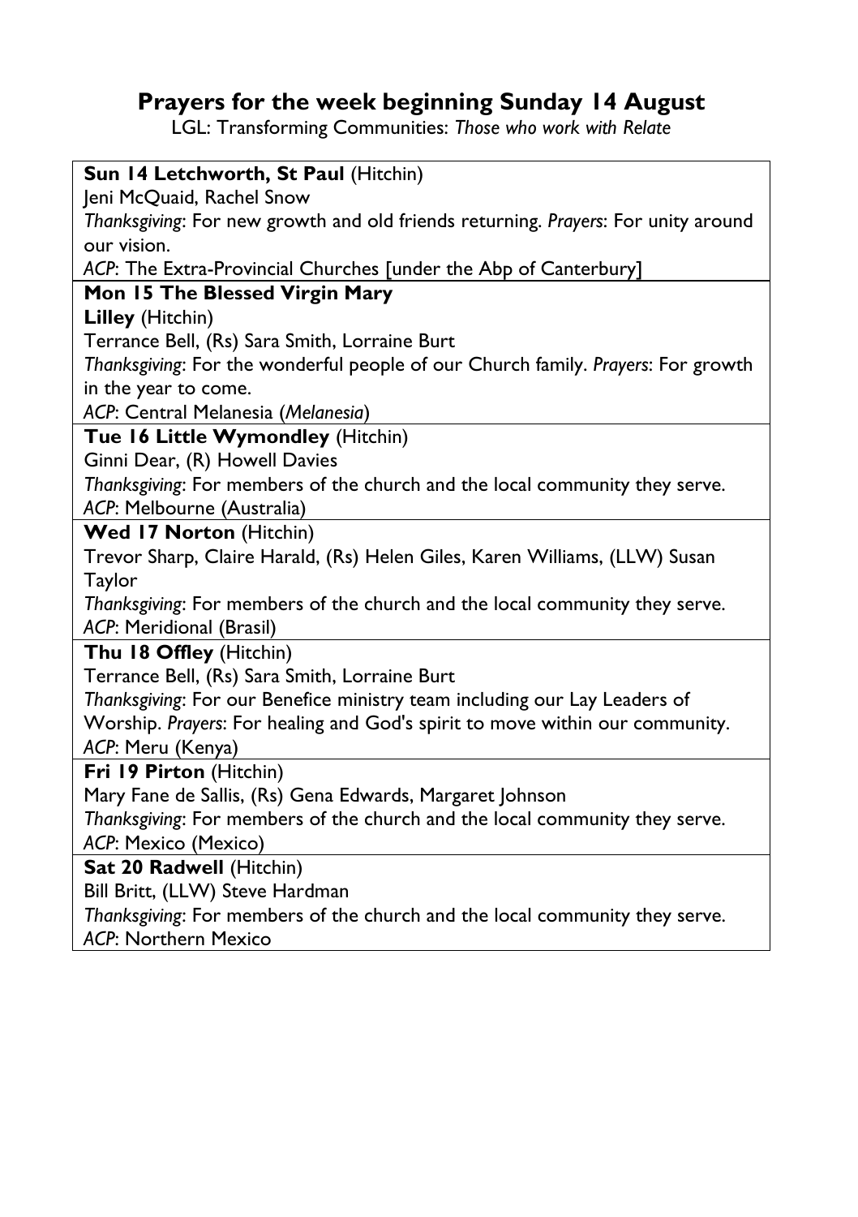# Prayers for the week beginning Sunday 14 August

LGL: Transforming Communities: *Those who work with Relate*

**Sun 14 Letchworth, St Paul** (Hitchin)
Jeni McQuaid, Rachel Snow
*Thanksgiving*: For new growth and old friends returning. *Prayers*: For unity around our vision.
*ACP*: The Extra-Provincial Churches [under the Abp of Canterbury]

**Mon 15 The Blessed Virgin Mary**
**Lilley** (Hitchin)
Terrance Bell, (Rs) Sara Smith, Lorraine Burt
*Thanksgiving*: For the wonderful people of our Church family. *Prayers*: For growth in the year to come.
*ACP*: Central Melanesia (*Melanesia*)

**Tue 16 Little Wymondley** (Hitchin)
Ginni Dear, (R) Howell Davies
*Thanksgiving*: For members of the church and the local community they serve.
*ACP*: Melbourne (Australia)

**Wed 17 Norton** (Hitchin)
Trevor Sharp, Claire Harald, (Rs) Helen Giles, Karen Williams, (LLW) Susan Taylor
*Thanksgiving*: For members of the church and the local community they serve.
*ACP*: Meridional (Brasil)

**Thu 18 Offley** (Hitchin)
Terrance Bell, (Rs) Sara Smith, Lorraine Burt
*Thanksgiving*: For our Benefice ministry team including our Lay Leaders of Worship. *Prayers*: For healing and God's spirit to move within our community.
*ACP*: Meru (Kenya)

**Fri 19 Pirton** (Hitchin)
Mary Fane de Sallis, (Rs) Gena Edwards, Margaret Johnson
*Thanksgiving*: For members of the church and the local community they serve.
*ACP*: Mexico (Mexico)

**Sat 20 Radwell** (Hitchin)
Bill Britt, (LLW) Steve Hardman
*Thanksgiving*: For members of the church and the local community they serve.
*ACP*: Northern Mexico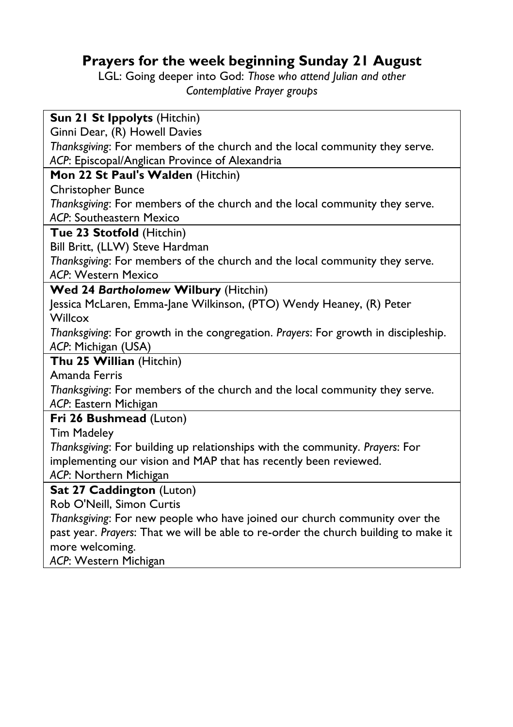## Prayers for the week beginning Sunday 21 August

LGL: Going deeper into God: *Those who attend Julian and other Contemplative Prayer groups*

**Sun 21 St Ippolyts** (Hitchin)
Ginni Dear, (R) Howell Davies
*Thanksgiving*: For members of the church and the local community they serve.
*ACP*: Episcopal/Anglican Province of Alexandria

**Mon 22 St Paul's Walden** (Hitchin)
Christopher Bunce
*Thanksgiving*: For members of the church and the local community they serve.
*ACP*: Southeastern Mexico

**Tue 23 Stotfold** (Hitchin)
Bill Britt, (LLW) Steve Hardman
*Thanksgiving*: For members of the church and the local community they serve.
*ACP*: Western Mexico

**Wed 24 *Bartholomew* Wilbury** (Hitchin)
Jessica McLaren, Emma-Jane Wilkinson, (PTO) Wendy Heaney, (R) Peter Willcox
*Thanksgiving*: For growth in the congregation. *Prayers*: For growth in discipleship.
*ACP*: Michigan (USA)

**Thu 25 Willian** (Hitchin)
Amanda Ferris
*Thanksgiving*: For members of the church and the local community they serve.
*ACP*: Eastern Michigan

**Fri 26 Bushmead** (Luton)
Tim Madeley
*Thanksgiving*: For building up relationships with the community. *Prayers*: For implementing our vision and MAP that has recently been reviewed.
*ACP*: Northern Michigan

**Sat 27 Caddington** (Luton)
Rob O'Neill, Simon Curtis
*Thanksgiving*: For new people who have joined our church community over the past year. *Prayers*: That we will be able to re-order the church building to make it more welcoming.
*ACP*: Western Michigan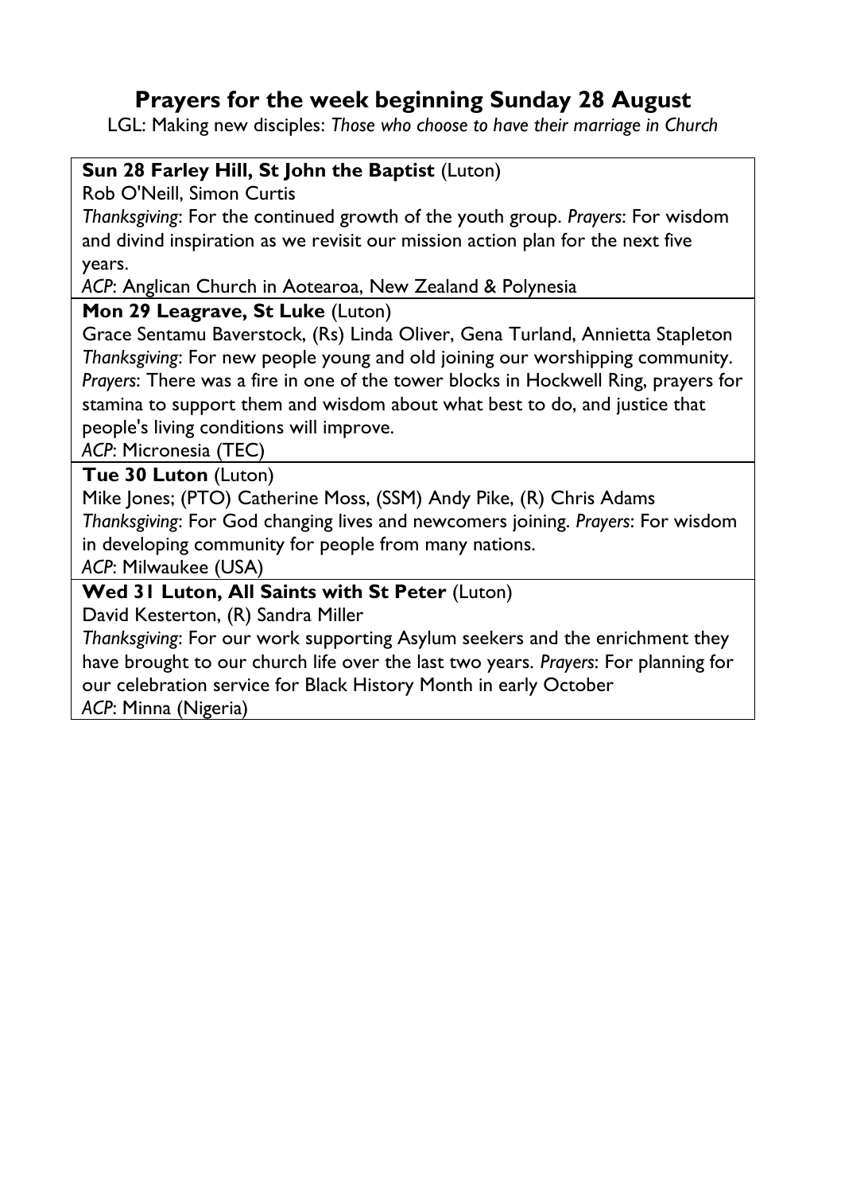# Prayers for the week beginning Sunday 28 August

LGL: Making new disciples: *Those who choose to have their marriage in Church*

**Sun 28 Farley Hill, St John the Baptist** (Luton)
Rob O'Neill, Simon Curtis
*Thanksgiving*: For the continued growth of the youth group. *Prayers*: For wisdom and divind inspiration as we revisit our mission action plan for the next five years.
*ACP*: Anglican Church in Aotearoa, New Zealand & Polynesia

**Mon 29 Leagrave, St Luke** (Luton)
Grace Sentamu Baverstock, (Rs) Linda Oliver, Gena Turland, Annietta Stapleton
*Thanksgiving*: For new people young and old joining our worshipping community. *Prayers*: There was a fire in one of the tower blocks in Hockwell Ring, prayers for stamina to support them and wisdom about what best to do, and justice that people's living conditions will improve.
*ACP*: Micronesia (TEC)

**Tue 30 Luton** (Luton)
Mike Jones; (PTO) Catherine Moss, (SSM) Andy Pike, (R) Chris Adams
*Thanksgiving*: For God changing lives and newcomers joining. *Prayers*: For wisdom in developing community for people from many nations.
*ACP*: Milwaukee (USA)

**Wed 31 Luton, All Saints with St Peter** (Luton)
David Kesterton, (R) Sandra Miller
*Thanksgiving*: For our work supporting Asylum seekers and the enrichment they have brought to our church life over the last two years. *Prayers*: For planning for our celebration service for Black History Month in early October
*ACP*: Minna (Nigeria)